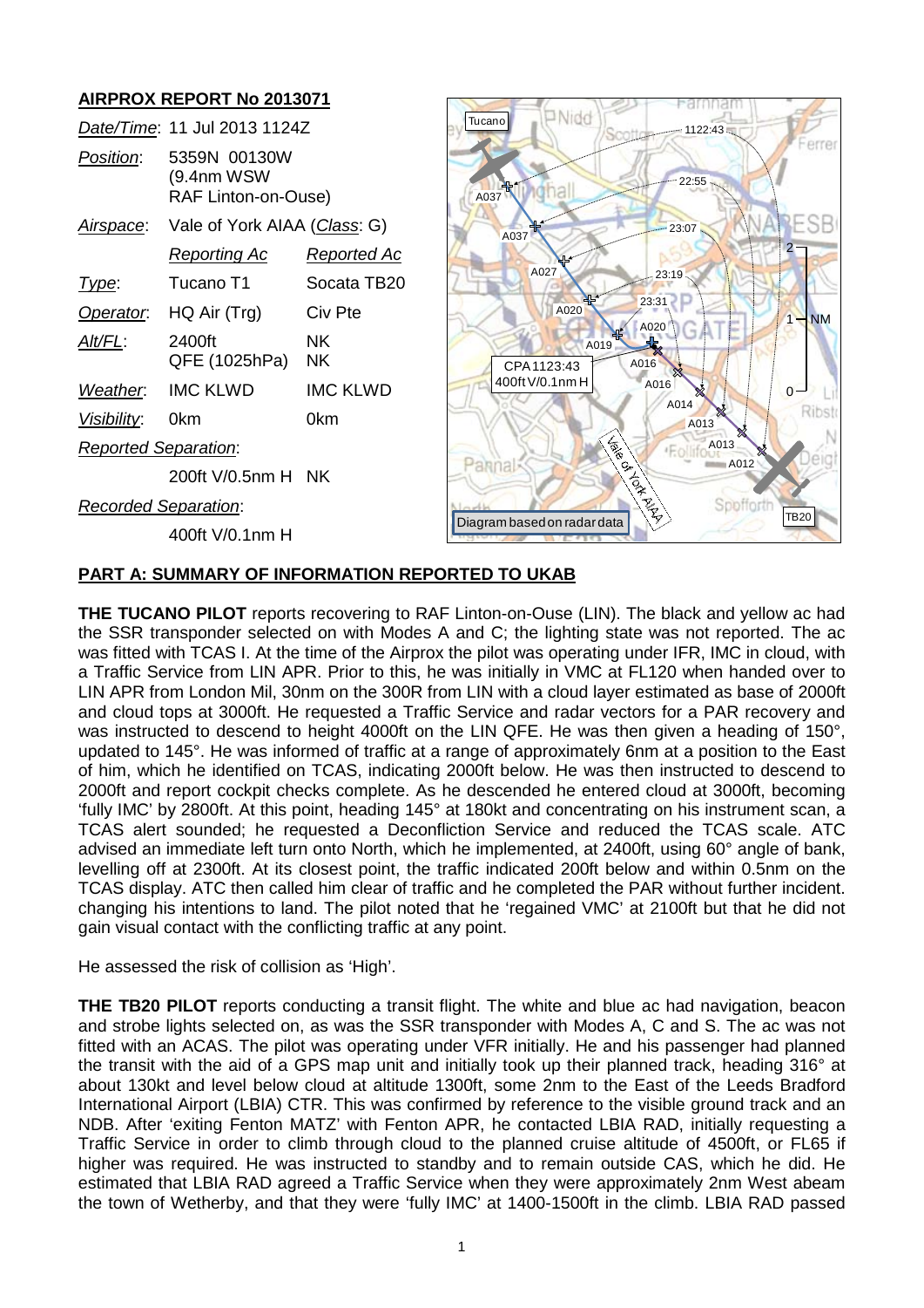## AIRPROX REPORT No 2013071

| | | |
|---|---|---|
| *Date/Time*: | 11 Jul 2013 1124Z | |
| *Position*: | 5359N 00130W (9.4nm WSW RAF Linton-on-Ouse) | |
| *Airspace*: | Vale of York AIAA (*Class*: G) | |
| | *Reporting Ac* | *Reported Ac* |
| *Type*: | Tucano T1 | Socata TB20 |
| *Operator*: | HQ Air (Trg) | Civ Pte |
| *Alt/FL*: | 2400ft QFE (1025hPa) | NK NK |
| *Weather*: | IMC KLWD | IMC KLWD |
| *Visibility*: | 0km | 0km |
| *Reported Separation*: | | |
| | 200ft V/0.5nm H | NK |
| *Recorded Separation*: | | |
| | 400ft V/0.1nm H | |

## PART A: SUMMARY OF INFORMATION REPORTED TO UKAB

**THE TUCANO PILOT** reports recovering to RAF Linton-on-Ouse (LIN). The black and yellow ac had the SSR transponder selected on with Modes A and C; the lighting state was not reported. The ac was fitted with TCAS I. At the time of the Airprox the pilot was operating under IFR, IMC in cloud, with a Traffic Service from LIN APR. Prior to this, he was initially in VMC at FL120 when handed over to LIN APR from London Mil, 30nm on the 300R from LIN with a cloud layer estimated as base of 2000ft and cloud tops at 3000ft. He requested a Traffic Service and radar vectors for a PAR recovery and was instructed to descend to height 4000ft on the LIN QFE. He was then given a heading of 150°, updated to 145°. He was informed of traffic at a range of approximately 6nm at a position to the East of him, which he identified on TCAS, indicating 2000ft below. He was then instructed to descend to 2000ft and report cockpit checks complete. As he descended he entered cloud at 3000ft, becoming 'fully IMC' by 2800ft. At this point, heading 145° at 180kt and concentrating on his instrument scan, a TCAS alert sounded; he requested a Deconfliction Service and reduced the TCAS scale. ATC advised an immediate left turn onto North, which he implemented, at 2400ft, using 60° angle of bank, levelling off at 2300ft. At its closest point, the traffic indicated 200ft below and within 0.5nm on the TCAS display. ATC then called him clear of traffic and he completed the PAR without further incident, changing his intentions to land. The pilot noted that he 'regained VMC' at 2100ft but that he did not gain visual contact with the conflicting traffic at any point.

He assessed the risk of collision as 'High'.

**THE TB20 PILOT** reports conducting a transit flight. The white and blue ac had navigation, beacon and strobe lights selected on, as was the SSR transponder with Modes A, C and S. The ac was not fitted with an ACAS. The pilot was operating under VFR initially. He and his passenger had planned the transit with the aid of a GPS map unit and initially took up their planned track, heading 316° at about 130kt and level below cloud at altitude 1300ft, some 2nm to the East of the Leeds Bradford International Airport (LBIA) CTR. This was confirmed by reference to the visible ground track and an NDB. After 'exiting Fenton MATZ' with Fenton APR, he contacted LBIA RAD, initially requesting a Traffic Service in order to climb through cloud to the planned cruise altitude of 4500ft, or FL65 if higher was required. He was instructed to standby and to remain outside CAS, which he did. He estimated that LBIA RAD agreed a Traffic Service when they were approximately 2nm West abeam the town of Wetherby, and that they were 'fully IMC' at 1400-1500ft in the climb. LBIA RAD passed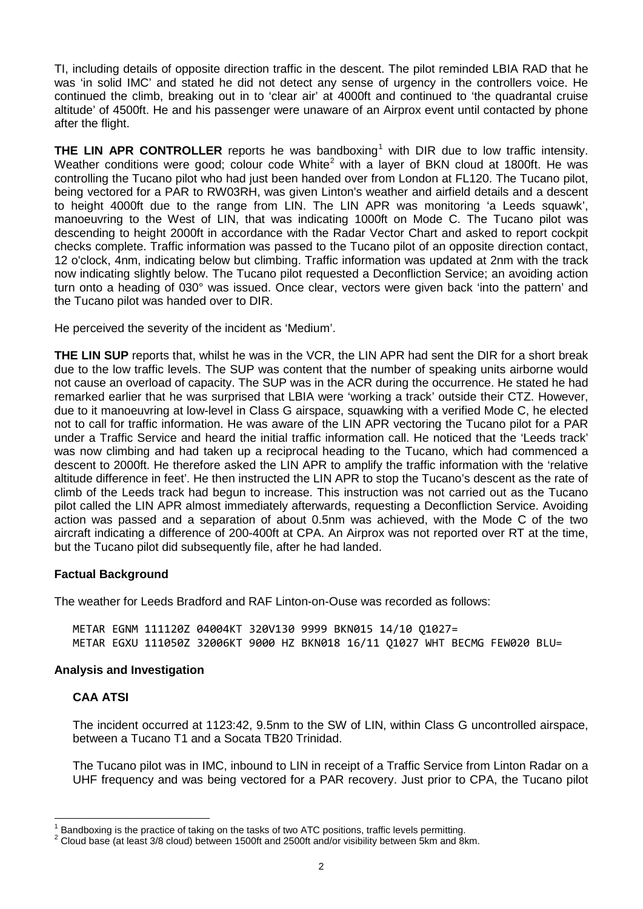TI, including details of opposite direction traffic in the descent. The pilot reminded LBIA RAD that he was 'in solid IMC' and stated he did not detect any sense of urgency in the controllers voice. He continued the climb, breaking out in to 'clear air' at 4000ft and continued to 'the quadrantal cruise altitude' of 4500ft. He and his passenger were unaware of an Airprox event until contacted by phone after the flight.

**THE LIN APR CONTROLLER** reports he was bandboxing[1] with DIR due to low traffic intensity. Weather conditions were good; colour code White[2] with a layer of BKN cloud at 1800ft. He was controlling the Tucano pilot who had just been handed over from London at FL120. The Tucano pilot, being vectored for a PAR to RW03RH, was given Linton's weather and airfield details and a descent to height 4000ft due to the range from LIN. The LIN APR was monitoring 'a Leeds squawk', manoeuvring to the West of LIN, that was indicating 1000ft on Mode C. The Tucano pilot was descending to height 2000ft in accordance with the Radar Vector Chart and asked to report cockpit checks complete. Traffic information was passed to the Tucano pilot of an opposite direction contact, 12 o'clock, 4nm, indicating below but climbing. Traffic information was updated at 2nm with the track now indicating slightly below. The Tucano pilot requested a Deconfliction Service; an avoiding action turn onto a heading of 030° was issued. Once clear, vectors were given back 'into the pattern' and the Tucano pilot was handed over to DIR.

He perceived the severity of the incident as 'Medium'.

**THE LIN SUP** reports that, whilst he was in the VCR, the LIN APR had sent the DIR for a short break due to the low traffic levels. The SUP was content that the number of speaking units airborne would not cause an overload of capacity. The SUP was in the ACR during the occurrence. He stated he had remarked earlier that he was surprised that LBIA were 'working a track' outside their CTZ. However, due to it manoeuvring at low-level in Class G airspace, squawking with a verified Mode C, he elected not to call for traffic information. He was aware of the LIN APR vectoring the Tucano pilot for a PAR under a Traffic Service and heard the initial traffic information call. He noticed that the 'Leeds track' was now climbing and had taken up a reciprocal heading to the Tucano, which had commenced a descent to 2000ft. He therefore asked the LIN APR to amplify the traffic information with the 'relative altitude difference in feet'. He then instructed the LIN APR to stop the Tucano's descent as the rate of climb of the Leeds track had begun to increase. This instruction was not carried out as the Tucano pilot called the LIN APR almost immediately afterwards, requesting a Deconfliction Service. Avoiding action was passed and a separation of about 0.5nm was achieved, with the Mode C of the two aircraft indicating a difference of 200-400ft at CPA. An Airprox was not reported over RT at the time, but the Tucano pilot did subsequently file, after he had landed.

## Factual Background

The weather for Leeds Bradford and RAF Linton-on-Ouse was recorded as follows:

```
METAR EGNM 111120Z 04004KT 320V130 9999 BKN015 14/10 Q1027=
METAR EGXU 111050Z 32006KT 9000 HZ BKN018 16/11 Q1027 WHT BECMG FEW020 BLU=
```

## Analysis and Investigation

### CAA ATSI

The incident occurred at 1123:42, 9.5nm to the SW of LIN, within Class G uncontrolled airspace, between a Tucano T1 and a Socata TB20 Trinidad.

The Tucano pilot was in IMC, inbound to LIN in receipt of a Traffic Service from Linton Radar on a UHF frequency and was being vectored for a PAR recovery. Just prior to CPA, the Tucano pilot

[1] Bandboxing is the practice of taking on the tasks of two ATC positions, traffic levels permitting.

[2] Cloud base (at least 3/8 cloud) between 1500ft and 2500ft and/or visibility between 5km and 8km.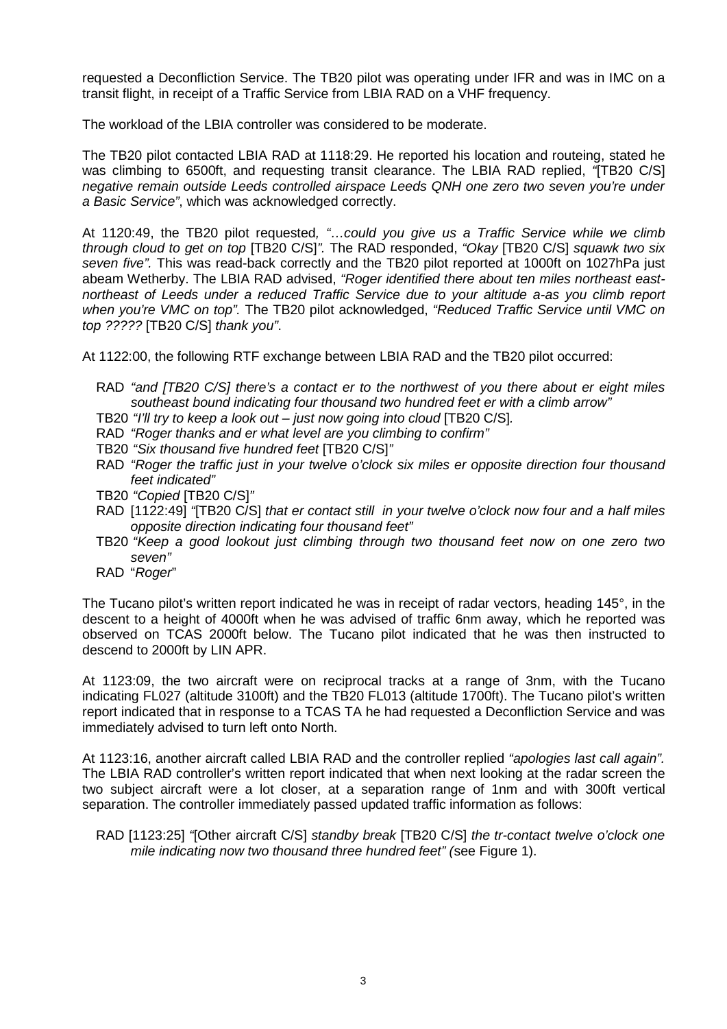requested a Deconfliction Service. The TB20 pilot was operating under IFR and was in IMC on a transit flight, in receipt of a Traffic Service from LBIA RAD on a VHF frequency.

The workload of the LBIA controller was considered to be moderate.

The TB20 pilot contacted LBIA RAD at 1118:29. He reported his location and routeing, stated he was climbing to 6500ft, and requesting transit clearance. The LBIA RAD replied, *"*[TB20 C/S] *negative remain outside Leeds controlled airspace Leeds QNH one zero two seven you're under a Basic Service"*, which was acknowledged correctly.

At 1120:49, the TB20 pilot requested*, "…could you give us a Traffic Service while we climb through cloud to get on top* [TB20 C/S]*".* The RAD responded, *"Okay* [TB20 C/S] *squawk two six seven five".* This was read-back correctly and the TB20 pilot reported at 1000ft on 1027hPa just abeam Wetherby. The LBIA RAD advised, *"Roger identified there about ten miles northeast east-northeast of Leeds under a reduced Traffic Service due to your altitude a-as you climb report when you're VMC on top".* The TB20 pilot acknowledged, *"Reduced Traffic Service until VMC on top ?????* [TB20 C/S] *thank you"*.

At 1122:00, the following RTF exchange between LBIA RAD and the TB20 pilot occurred:

RAD *"and [TB20 C/S] there's a contact er to the northwest of you there about er eight miles southeast bound indicating four thousand two hundred feet er with a climb arrow"*
TB20 *"I'll try to keep a look out – just now going into cloud* [TB20 C/S]*.*
RAD *"Roger thanks and er what level are you climbing to confirm"*
TB20 *"Six thousand five hundred feet* [TB20 C/S]*"*
RAD *"Roger the traffic just in your twelve o'clock six miles er opposite direction four thousand feet indicated"*
TB20 *"Copied* [TB20 C/S]*"*
RAD [1122:49] *"*[TB20 C/S] *that er contact still in your twelve o'clock now four and a half miles opposite direction indicating four thousand feet"*
TB20 *"Keep a good lookout just climbing through two thousand feet now on one zero two seven"*
RAD "*Roger*"

The Tucano pilot's written report indicated he was in receipt of radar vectors, heading 145°, in the descent to a height of 4000ft when he was advised of traffic 6nm away, which he reported was observed on TCAS 2000ft below. The Tucano pilot indicated that he was then instructed to descend to 2000ft by LIN APR.

At 1123:09, the two aircraft were on reciprocal tracks at a range of 3nm, with the Tucano indicating FL027 (altitude 3100ft) and the TB20 FL013 (altitude 1700ft). The Tucano pilot's written report indicated that in response to a TCAS TA he had requested a Deconfliction Service and was immediately advised to turn left onto North.

At 1123:16, another aircraft called LBIA RAD and the controller replied *"apologies last call again".* The LBIA RAD controller's written report indicated that when next looking at the radar screen the two subject aircraft were a lot closer, at a separation range of 1nm and with 300ft vertical separation. The controller immediately passed updated traffic information as follows:

RAD [1123:25] *"*[Other aircraft C/S] *standby break* [TB20 C/S] *the tr-contact twelve o'clock one mile indicating now two thousand three hundred feet" (*see Figure 1).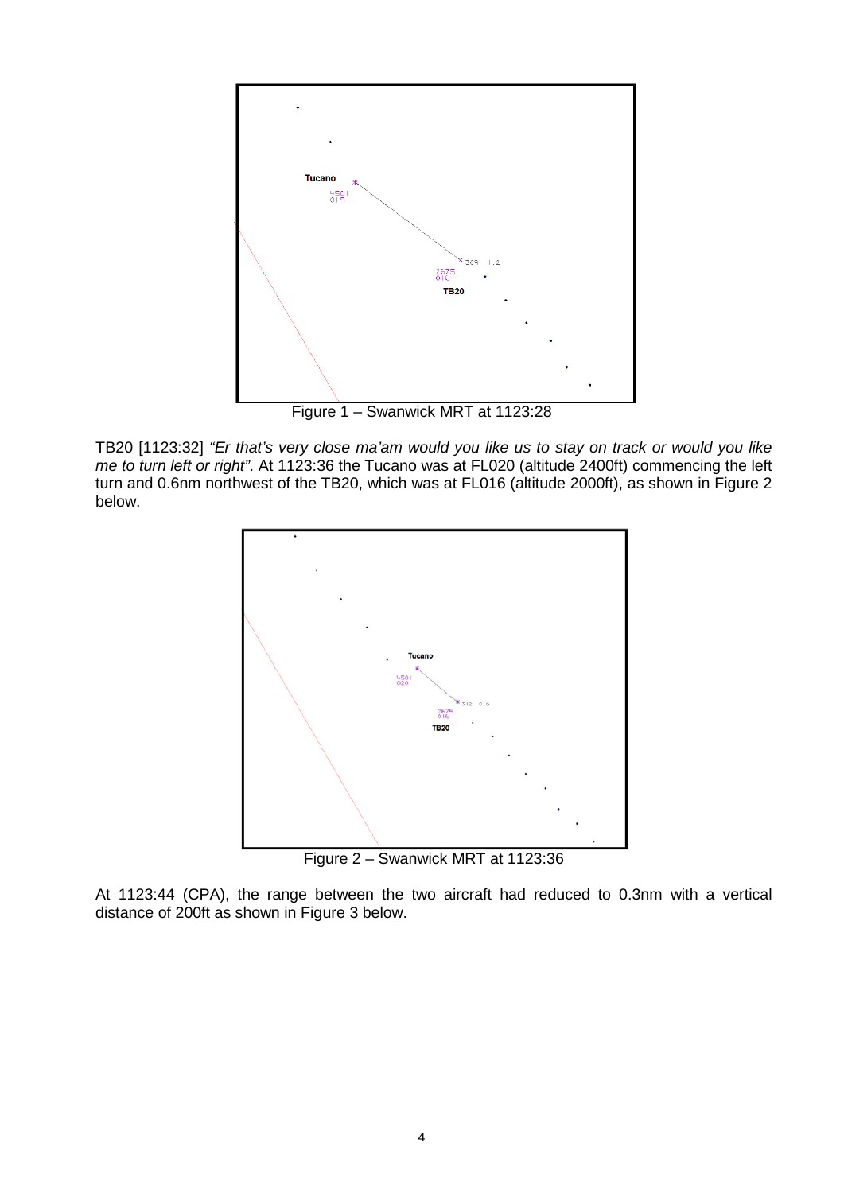Figure 1 – Swanwick MRT at 1123:28

TB20 [1123:32] *"Er that's very close ma'am would you like us to stay on track or would you like me to turn left or right"*. At 1123:36 the Tucano was at FL020 (altitude 2400ft) commencing the left turn and 0.6nm northwest of the TB20, which was at FL016 (altitude 2000ft), as shown in Figure 2 below.

Figure 2 – Swanwick MRT at 1123:36

At 1123:44 (CPA), the range between the two aircraft had reduced to 0.3nm with a vertical distance of 200ft as shown in Figure 3 below.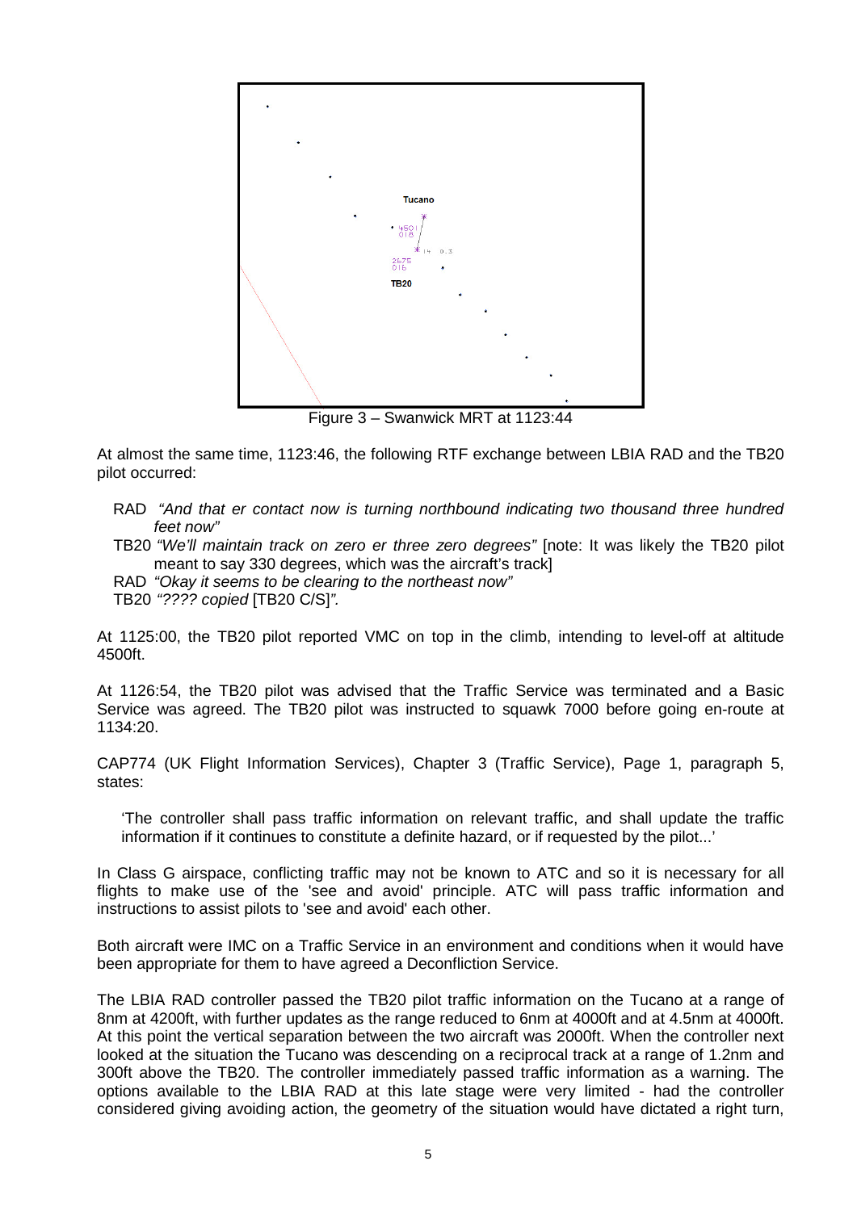Figure 3 – Swanwick MRT at 1123:44

At almost the same time, 1123:46, the following RTF exchange between LBIA RAD and the TB20 pilot occurred:

RAD *"And that er contact now is turning northbound indicating two thousand three hundred feet now"*

TB20 *"We'll maintain track on zero er three zero degrees"* [note: It was likely the TB20 pilot meant to say 330 degrees, which was the aircraft's track]

RAD *"Okay it seems to be clearing to the northeast now"*

TB20 *"???? copied* [TB20 C/S]*".*

At 1125:00, the TB20 pilot reported VMC on top in the climb, intending to level-off at altitude 4500ft.

At 1126:54, the TB20 pilot was advised that the Traffic Service was terminated and a Basic Service was agreed. The TB20 pilot was instructed to squawk 7000 before going en-route at 1134:20.

CAP774 (UK Flight Information Services), Chapter 3 (Traffic Service), Page 1, paragraph 5, states:

> 'The controller shall pass traffic information on relevant traffic, and shall update the traffic information if it continues to constitute a definite hazard, or if requested by the pilot...'

In Class G airspace, conflicting traffic may not be known to ATC and so it is necessary for all flights to make use of the 'see and avoid' principle. ATC will pass traffic information and instructions to assist pilots to 'see and avoid' each other.

Both aircraft were IMC on a Traffic Service in an environment and conditions when it would have been appropriate for them to have agreed a Deconfliction Service.

The LBIA RAD controller passed the TB20 pilot traffic information on the Tucano at a range of 8nm at 4200ft, with further updates as the range reduced to 6nm at 4000ft and at 4.5nm at 4000ft. At this point the vertical separation between the two aircraft was 2000ft. When the controller next looked at the situation the Tucano was descending on a reciprocal track at a range of 1.2nm and 300ft above the TB20. The controller immediately passed traffic information as a warning. The options available to the LBIA RAD at this late stage were very limited - had the controller considered giving avoiding action, the geometry of the situation would have dictated a right turn,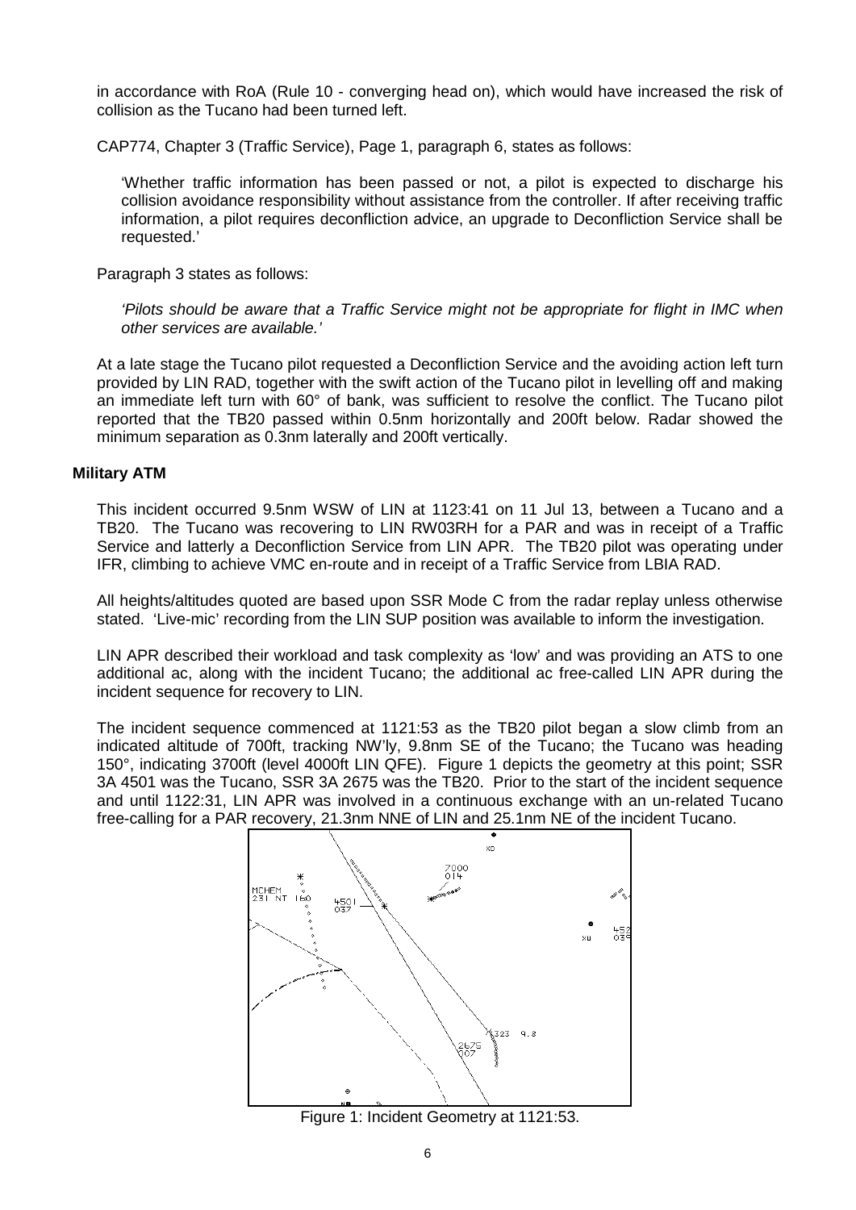in accordance with RoA (Rule 10 - converging head on), which would have increased the risk of collision as the Tucano had been turned left.

CAP774, Chapter 3 (Traffic Service), Page 1, paragraph 6, states as follows:

> 'Whether traffic information has been passed or not, a pilot is expected to discharge his collision avoidance responsibility without assistance from the controller. If after receiving traffic information, a pilot requires deconfliction advice, an upgrade to Deconfliction Service shall be requested.'

Paragraph 3 states as follows:

> *'Pilots should be aware that a Traffic Service might not be appropriate for flight in IMC when other services are available.'*

At a late stage the Tucano pilot requested a Deconfliction Service and the avoiding action left turn provided by LIN RAD, together with the swift action of the Tucano pilot in levelling off and making an immediate left turn with 60° of bank, was sufficient to resolve the conflict. The Tucano pilot reported that the TB20 passed within 0.5nm horizontally and 200ft below. Radar showed the minimum separation as 0.3nm laterally and 200ft vertically.

**Military ATM**

This incident occurred 9.5nm WSW of LIN at 1123:41 on 11 Jul 13, between a Tucano and a TB20. The Tucano was recovering to LIN RW03RH for a PAR and was in receipt of a Traffic Service and latterly a Deconfliction Service from LIN APR. The TB20 pilot was operating under IFR, climbing to achieve VMC en-route and in receipt of a Traffic Service from LBIA RAD.

All heights/altitudes quoted are based upon SSR Mode C from the radar replay unless otherwise stated. 'Live-mic' recording from the LIN SUP position was available to inform the investigation.

LIN APR described their workload and task complexity as 'low' and was providing an ATS to one additional ac, along with the incident Tucano; the additional ac free-called LIN APR during the incident sequence for recovery to LIN.

The incident sequence commenced at 1121:53 as the TB20 pilot began a slow climb from an indicated altitude of 700ft, tracking NW'ly, 9.8nm SE of the Tucano; the Tucano was heading 150°, indicating 3700ft (level 4000ft LIN QFE). Figure 1 depicts the geometry at this point; SSR 3A 4501 was the Tucano, SSR 3A 2675 was the TB20. Prior to the start of the incident sequence and until 1122:31, LIN APR was involved in a continuous exchange with an un-related Tucano free-calling for a PAR recovery, 21.3nm NNE of LIN and 25.1nm NE of the incident Tucano.

Figure 1: Incident Geometry at 1121:53.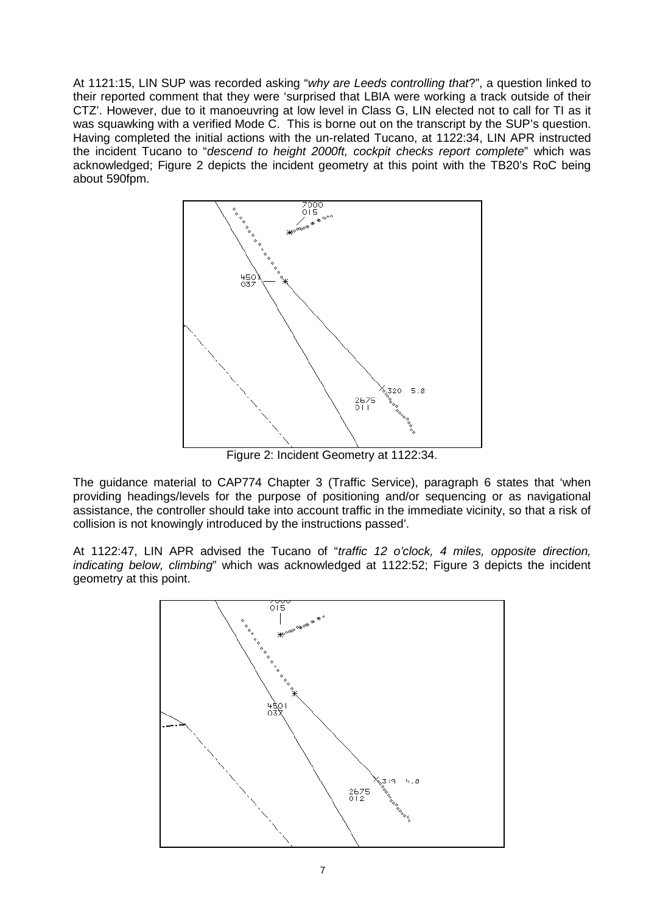At 1121:15, LIN SUP was recorded asking "*why are Leeds controlling that*?", a question linked to their reported comment that they were 'surprised that LBIA were working a track outside of their CTZ'. However, due to it manoeuvring at low level in Class G, LIN elected not to call for TI as it was squawking with a verified Mode C. This is borne out on the transcript by the SUP's question. Having completed the initial actions with the un-related Tucano, at 1122:34, LIN APR instructed the incident Tucano to "*descend to height 2000ft, cockpit checks report complete*" which was acknowledged; Figure 2 depicts the incident geometry at this point with the TB20's RoC being about 590fpm.

Figure 2: Incident Geometry at 1122:34.

The guidance material to CAP774 Chapter 3 (Traffic Service), paragraph 6 states that 'when providing headings/levels for the purpose of positioning and/or sequencing or as navigational assistance, the controller should take into account traffic in the immediate vicinity, so that a risk of collision is not knowingly introduced by the instructions passed'.

At 1122:47, LIN APR advised the Tucano of "*traffic 12 o'clock, 4 miles, opposite direction, indicating below, climbing*" which was acknowledged at 1122:52; Figure 3 depicts the incident geometry at this point.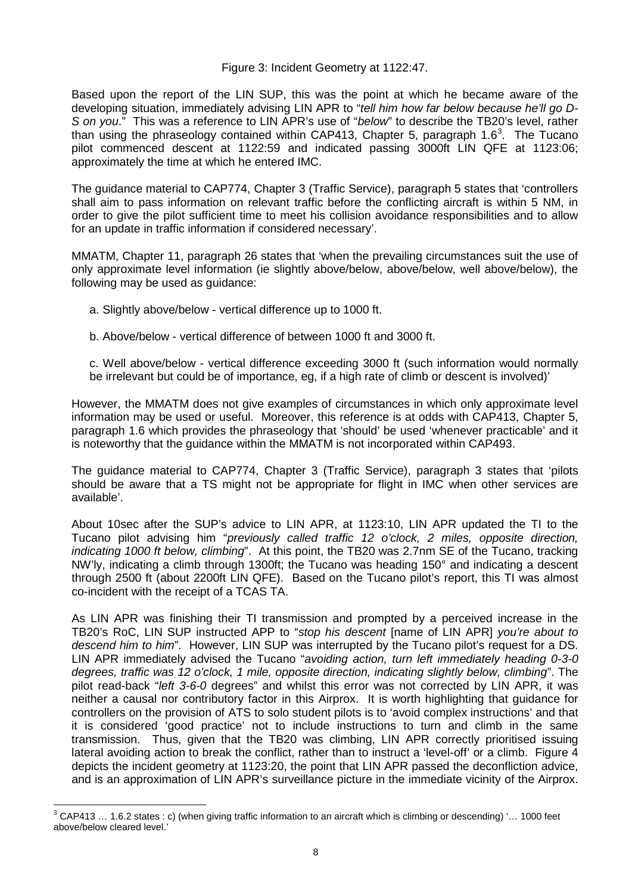Figure 3: Incident Geometry at 1122:47.

Based upon the report of the LIN SUP, this was the point at which he became aware of the developing situation, immediately advising LIN APR to "*tell him how far below because he'll go D-S on you*." This was a reference to LIN APR's use of "*below*" to describe the TB20's level, rather than using the phraseology contained within CAP413, Chapter 5, paragraph 1.6[3]. The Tucano pilot commenced descent at 1122:59 and indicated passing 3000ft LIN QFE at 1123:06; approximately the time at which he entered IMC.

The guidance material to CAP774, Chapter 3 (Traffic Service), paragraph 5 states that 'controllers shall aim to pass information on relevant traffic before the conflicting aircraft is within 5 NM, in order to give the pilot sufficient time to meet his collision avoidance responsibilities and to allow for an update in traffic information if considered necessary'.

MMATM, Chapter 11, paragraph 26 states that 'when the prevailing circumstances suit the use of only approximate level information (ie slightly above/below, above/below, well above/below), the following may be used as guidance:

a. Slightly above/below - vertical difference up to 1000 ft.

b. Above/below - vertical difference of between 1000 ft and 3000 ft.

c. Well above/below - vertical difference exceeding 3000 ft (such information would normally be irrelevant but could be of importance, eg, if a high rate of climb or descent is involved)'

However, the MMATM does not give examples of circumstances in which only approximate level information may be used or useful. Moreover, this reference is at odds with CAP413, Chapter 5, paragraph 1.6 which provides the phraseology that 'should' be used 'whenever practicable' and it is noteworthy that the guidance within the MMATM is not incorporated within CAP493.

The guidance material to CAP774, Chapter 3 (Traffic Service), paragraph 3 states that 'pilots should be aware that a TS might not be appropriate for flight in IMC when other services are available'.

About 10sec after the SUP's advice to LIN APR, at 1123:10, LIN APR updated the TI to the Tucano pilot advising him "*previously called traffic 12 o'clock, 2 miles, opposite direction, indicating 1000 ft below, climbing*". At this point, the TB20 was 2.7nm SE of the Tucano, tracking NW'ly, indicating a climb through 1300ft; the Tucano was heading 150° and indicating a descent through 2500 ft (about 2200ft LIN QFE). Based on the Tucano pilot's report, this TI was almost co-incident with the receipt of a TCAS TA.

As LIN APR was finishing their TI transmission and prompted by a perceived increase in the TB20's RoC, LIN SUP instructed APP to "*stop his descent* [name of LIN APR] *you're about to descend him to him*". However, LIN SUP was interrupted by the Tucano pilot's request for a DS. LIN APR immediately advised the Tucano "*avoiding action, turn left immediately heading 0-3-0 degrees, traffic was 12 o'clock, 1 mile, opposite direction, indicating slightly below, climbing*". The pilot read-back "*left 3-6-0* degrees" and whilst this error was not corrected by LIN APR, it was neither a causal nor contributory factor in this Airprox. It is worth highlighting that guidance for controllers on the provision of ATS to solo student pilots is to 'avoid complex instructions' and that it is considered 'good practice' not to include instructions to turn and climb in the same transmission. Thus, given that the TB20 was climbing, LIN APR correctly prioritised issuing lateral avoiding action to break the conflict, rather than to instruct a 'level-off' or a climb. Figure 4 depicts the incident geometry at 1123:20, the point that LIN APR passed the deconfliction advice, and is an approximation of LIN APR's surveillance picture in the immediate vicinity of the Airprox.

[3] CAP413 … 1.6.2 states : c) (when giving traffic information to an aircraft which is climbing or descending) '… 1000 feet above/below cleared level.'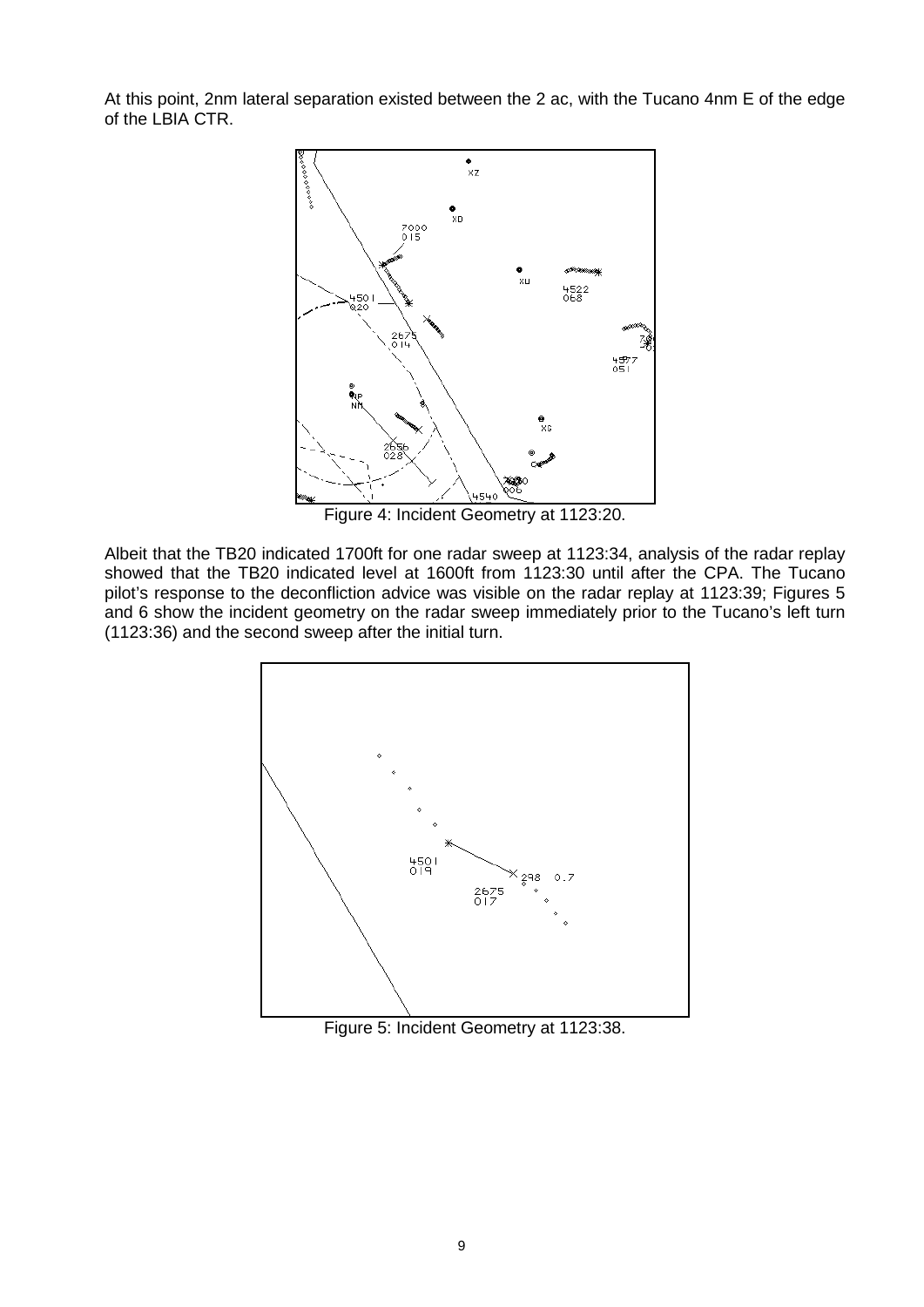At this point, 2nm lateral separation existed between the 2 ac, with the Tucano 4nm E of the edge of the LBIA CTR.

Figure 4: Incident Geometry at 1123:20.

Albeit that the TB20 indicated 1700ft for one radar sweep at 1123:34, analysis of the radar replay showed that the TB20 indicated level at 1600ft from 1123:30 until after the CPA. The Tucano pilot's response to the deconfliction advice was visible on the radar replay at 1123:39; Figures 5 and 6 show the incident geometry on the radar sweep immediately prior to the Tucano's left turn (1123:36) and the second sweep after the initial turn.

Figure 5: Incident Geometry at 1123:38.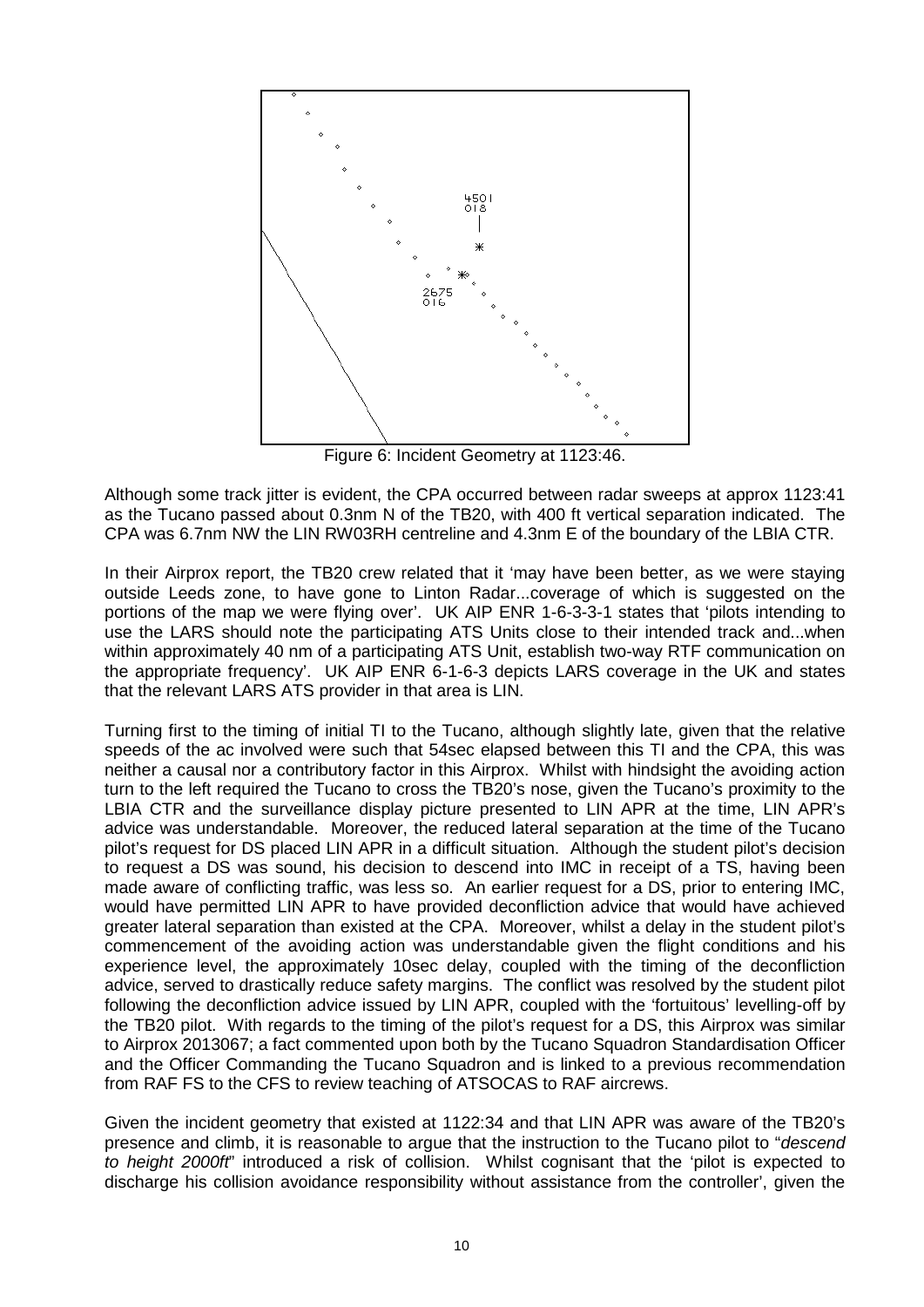Figure 6: Incident Geometry at 1123:46.

Although some track jitter is evident, the CPA occurred between radar sweeps at approx 1123:41 as the Tucano passed about 0.3nm N of the TB20, with 400 ft vertical separation indicated. The CPA was 6.7nm NW the LIN RW03RH centreline and 4.3nm E of the boundary of the LBIA CTR.

In their Airprox report, the TB20 crew related that it 'may have been better, as we were staying outside Leeds zone, to have gone to Linton Radar...coverage of which is suggested on the portions of the map we were flying over'. UK AIP ENR 1-6-3-3-1 states that 'pilots intending to use the LARS should note the participating ATS Units close to their intended track and...when within approximately 40 nm of a participating ATS Unit, establish two-way RTF communication on the appropriate frequency'. UK AIP ENR 6-1-6-3 depicts LARS coverage in the UK and states that the relevant LARS ATS provider in that area is LIN.

Turning first to the timing of initial TI to the Tucano, although slightly late, given that the relative speeds of the ac involved were such that 54sec elapsed between this TI and the CPA, this was neither a causal nor a contributory factor in this Airprox. Whilst with hindsight the avoiding action turn to the left required the Tucano to cross the TB20's nose, given the Tucano's proximity to the LBIA CTR and the surveillance display picture presented to LIN APR at the time, LIN APR's advice was understandable. Moreover, the reduced lateral separation at the time of the Tucano pilot's request for DS placed LIN APR in a difficult situation. Although the student pilot's decision to request a DS was sound, his decision to descend into IMC in receipt of a TS, having been made aware of conflicting traffic, was less so. An earlier request for a DS, prior to entering IMC, would have permitted LIN APR to have provided deconfliction advice that would have achieved greater lateral separation than existed at the CPA. Moreover, whilst a delay in the student pilot's commencement of the avoiding action was understandable given the flight conditions and his experience level, the approximately 10sec delay, coupled with the timing of the deconfliction advice, served to drastically reduce safety margins. The conflict was resolved by the student pilot following the deconfliction advice issued by LIN APR, coupled with the 'fortuitous' levelling-off by the TB20 pilot. With regards to the timing of the pilot's request for a DS, this Airprox was similar to Airprox 2013067; a fact commented upon both by the Tucano Squadron Standardisation Officer and the Officer Commanding the Tucano Squadron and is linked to a previous recommendation from RAF FS to the CFS to review teaching of ATSOCAS to RAF aircrews.

Given the incident geometry that existed at 1122:34 and that LIN APR was aware of the TB20's presence and climb, it is reasonable to argue that the instruction to the Tucano pilot to "*descend to height 2000ft*" introduced a risk of collision. Whilst cognisant that the 'pilot is expected to discharge his collision avoidance responsibility without assistance from the controller', given the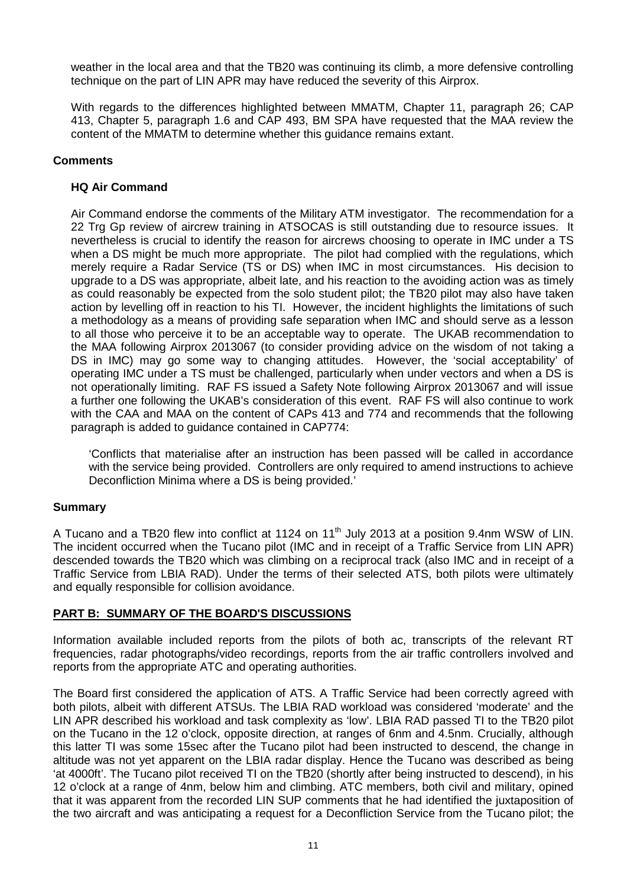weather in the local area and that the TB20 was continuing its climb, a more defensive controlling technique on the part of LIN APR may have reduced the severity of this Airprox.

With regards to the differences highlighted between MMATM, Chapter 11, paragraph 26; CAP 413, Chapter 5, paragraph 1.6 and CAP 493, BM SPA have requested that the MAA review the content of the MMATM to determine whether this guidance remains extant.

## Comments

### HQ Air Command

Air Command endorse the comments of the Military ATM investigator. The recommendation for a 22 Trg Gp review of aircrew training in ATSOCAS is still outstanding due to resource issues. It nevertheless is crucial to identify the reason for aircrews choosing to operate in IMC under a TS when a DS might be much more appropriate. The pilot had complied with the regulations, which merely require a Radar Service (TS or DS) when IMC in most circumstances. His decision to upgrade to a DS was appropriate, albeit late, and his reaction to the avoiding action was as timely as could reasonably be expected from the solo student pilot; the TB20 pilot may also have taken action by levelling off in reaction to his TI. However, the incident highlights the limitations of such a methodology as a means of providing safe separation when IMC and should serve as a lesson to all those who perceive it to be an acceptable way to operate. The UKAB recommendation to the MAA following Airprox 2013067 (to consider providing advice on the wisdom of not taking a DS in IMC) may go some way to changing attitudes. However, the 'social acceptability' of operating IMC under a TS must be challenged, particularly when under vectors and when a DS is not operationally limiting. RAF FS issued a Safety Note following Airprox 2013067 and will issue a further one following the UKAB's consideration of this event. RAF FS will also continue to work with the CAA and MAA on the content of CAPs 413 and 774 and recommends that the following paragraph is added to guidance contained in CAP774:

> 'Conflicts that materialise after an instruction has been passed will be called in accordance with the service being provided. Controllers are only required to amend instructions to achieve Deconfliction Minima where a DS is being provided.'

## Summary

A Tucano and a TB20 flew into conflict at 1124 on 11th July 2013 at a position 9.4nm WSW of LIN. The incident occurred when the Tucano pilot (IMC and in receipt of a Traffic Service from LIN APR) descended towards the TB20 which was climbing on a reciprocal track (also IMC and in receipt of a Traffic Service from LBIA RAD). Under the terms of their selected ATS, both pilots were ultimately and equally responsible for collision avoidance.

## PART B: SUMMARY OF THE BOARD'S DISCUSSIONS

Information available included reports from the pilots of both ac, transcripts of the relevant RT frequencies, radar photographs/video recordings, reports from the air traffic controllers involved and reports from the appropriate ATC and operating authorities.

The Board first considered the application of ATS. A Traffic Service had been correctly agreed with both pilots, albeit with different ATSUs. The LBIA RAD workload was considered 'moderate' and the LIN APR described his workload and task complexity as 'low'. LBIA RAD passed TI to the TB20 pilot on the Tucano in the 12 o'clock, opposite direction, at ranges of 6nm and 4.5nm. Crucially, although this latter TI was some 15sec after the Tucano pilot had been instructed to descend, the change in altitude was not yet apparent on the LBIA radar display. Hence the Tucano was described as being 'at 4000ft'. The Tucano pilot received TI on the TB20 (shortly after being instructed to descend), in his 12 o'clock at a range of 4nm, below him and climbing. ATC members, both civil and military, opined that it was apparent from the recorded LIN SUP comments that he had identified the juxtaposition of the two aircraft and was anticipating a request for a Deconfliction Service from the Tucano pilot; the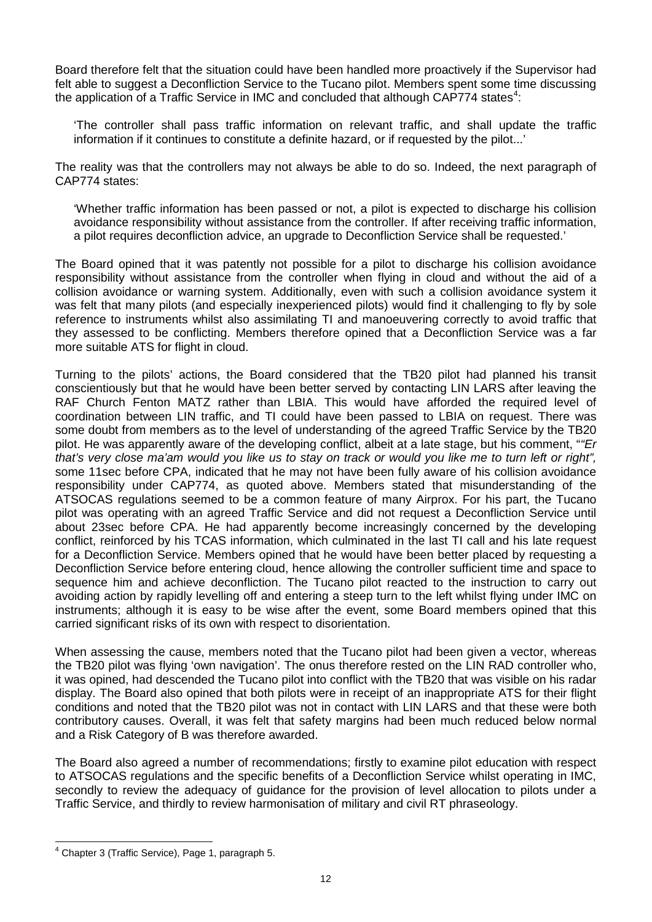Board therefore felt that the situation could have been handled more proactively if the Supervisor had felt able to suggest a Deconfliction Service to the Tucano pilot. Members spent some time discussing the application of a Traffic Service in IMC and concluded that although CAP774 states[4]:

> 'The controller shall pass traffic information on relevant traffic, and shall update the traffic information if it continues to constitute a definite hazard, or if requested by the pilot...'

The reality was that the controllers may not always be able to do so. Indeed, the next paragraph of CAP774 states:

> 'Whether traffic information has been passed or not, a pilot is expected to discharge his collision avoidance responsibility without assistance from the controller. If after receiving traffic information, a pilot requires deconfliction advice, an upgrade to Deconfliction Service shall be requested.'

The Board opined that it was patently not possible for a pilot to discharge his collision avoidance responsibility without assistance from the controller when flying in cloud and without the aid of a collision avoidance or warning system. Additionally, even with such a collision avoidance system it was felt that many pilots (and especially inexperienced pilots) would find it challenging to fly by sole reference to instruments whilst also assimilating TI and manoeuvering correctly to avoid traffic that they assessed to be conflicting. Members therefore opined that a Deconfliction Service was a far more suitable ATS for flight in cloud.

Turning to the pilots' actions, the Board considered that the TB20 pilot had planned his transit conscientiously but that he would have been better served by contacting LIN LARS after leaving the RAF Church Fenton MATZ rather than LBIA. This would have afforded the required level of coordination between LIN traffic, and TI could have been passed to LBIA on request. There was some doubt from members as to the level of understanding of the agreed Traffic Service by the TB20 pilot. He was apparently aware of the developing conflict, albeit at a late stage, but his comment, "*"Er that's very close ma'am would you like us to stay on track or would you like me to turn left or right",* some 11sec before CPA, indicated that he may not have been fully aware of his collision avoidance responsibility under CAP774, as quoted above. Members stated that misunderstanding of the ATSOCAS regulations seemed to be a common feature of many Airprox. For his part, the Tucano pilot was operating with an agreed Traffic Service and did not request a Deconfliction Service until about 23sec before CPA. He had apparently become increasingly concerned by the developing conflict, reinforced by his TCAS information, which culminated in the last TI call and his late request for a Deconfliction Service. Members opined that he would have been better placed by requesting a Deconfliction Service before entering cloud, hence allowing the controller sufficient time and space to sequence him and achieve deconfliction. The Tucano pilot reacted to the instruction to carry out avoiding action by rapidly levelling off and entering a steep turn to the left whilst flying under IMC on instruments; although it is easy to be wise after the event, some Board members opined that this carried significant risks of its own with respect to disorientation.

When assessing the cause, members noted that the Tucano pilot had been given a vector, whereas the TB20 pilot was flying 'own navigation'. The onus therefore rested on the LIN RAD controller who, it was opined, had descended the Tucano pilot into conflict with the TB20 that was visible on his radar display. The Board also opined that both pilots were in receipt of an inappropriate ATS for their flight conditions and noted that the TB20 pilot was not in contact with LIN LARS and that these were both contributory causes. Overall, it was felt that safety margins had been much reduced below normal and a Risk Category of B was therefore awarded.

The Board also agreed a number of recommendations; firstly to examine pilot education with respect to ATSOCAS regulations and the specific benefits of a Deconfliction Service whilst operating in IMC, secondly to review the adequacy of guidance for the provision of level allocation to pilots under a Traffic Service, and thirdly to review harmonisation of military and civil RT phraseology.

---

[4] Chapter 3 (Traffic Service), Page 1, paragraph 5.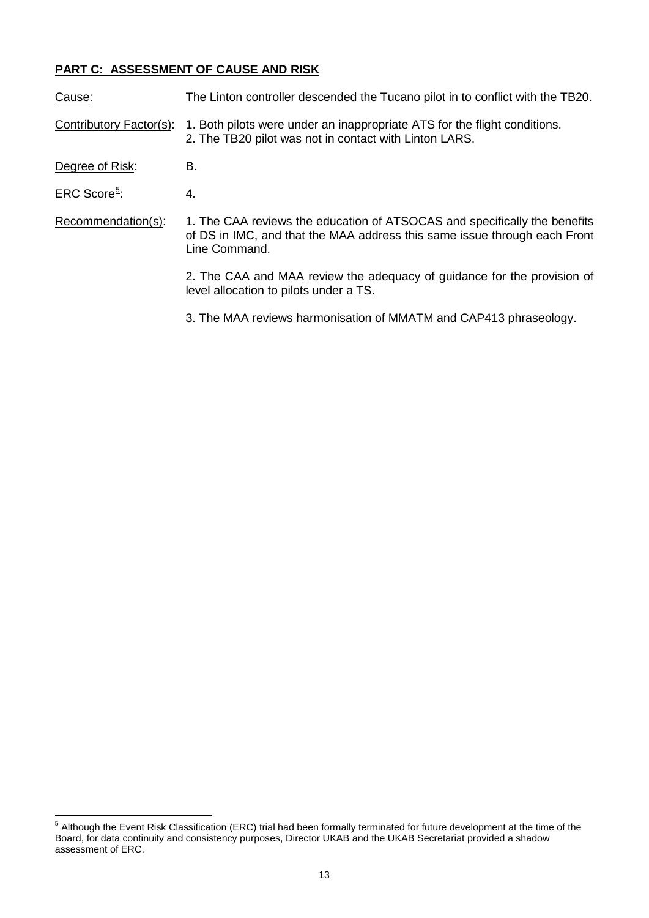## PART C: ASSESSMENT OF CAUSE AND RISK

Cause: The Linton controller descended the Tucano pilot in to conflict with the TB20.

Contributory Factor(s):
1. Both pilots were under an inappropriate ATS for the flight conditions.
2. The TB20 pilot was not in contact with Linton LARS.

Degree of Risk: B.

ERC Score[5]: 4.

Recommendation(s):

1. The CAA reviews the education of ATSOCAS and specifically the benefits of DS in IMC, and that the MAA address this same issue through each Front Line Command.

2. The CAA and MAA review the adequacy of guidance for the provision of level allocation to pilots under a TS.

3. The MAA reviews harmonisation of MMATM and CAP413 phraseology.

---

[5] Although the Event Risk Classification (ERC) trial had been formally terminated for future development at the time of the Board, for data continuity and consistency purposes, Director UKAB and the UKAB Secretariat provided a shadow assessment of ERC.